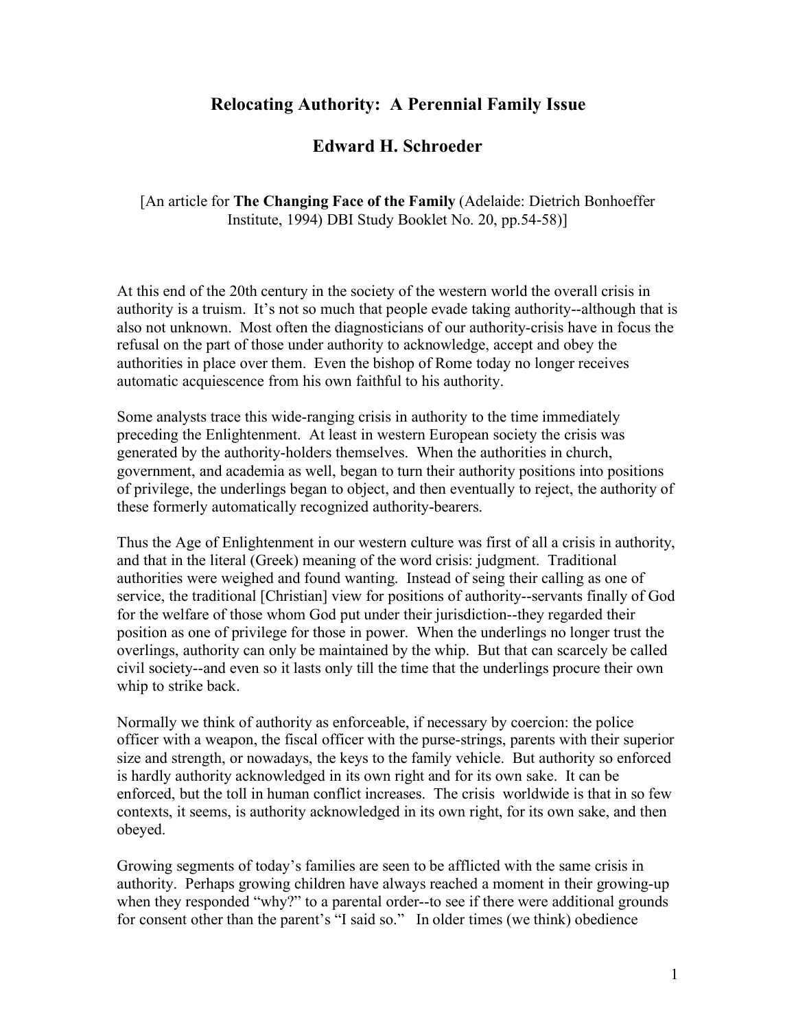# Relocating Authority: A Perennial Family Issue

## Edward H. Schroeder

[An article for **The Changing Face of the Family** (Adelaide: Dietrich Bonhoeffer Institute, 1994) DBI Study Booklet No. 20, pp.54-58)]

At this end of the 20th century in the society of the western world the overall crisis in authority is a truism. It's not so much that people evade taking authority--although that is also not unknown. Most often the diagnosticians of our authority-crisis have in focus the refusal on the part of those under authority to acknowledge, accept and obey the authorities in place over them. Even the bishop of Rome today no longer receives automatic acquiescence from his own faithful to his authority.

Some analysts trace this wide-ranging crisis in authority to the time immediately preceding the Enlightenment. At least in western European society the crisis was generated by the authority-holders themselves. When the authorities in church, government, and academia as well, began to turn their authority positions into positions of privilege, the underlings began to object, and then eventually to reject, the authority of these formerly automatically recognized authority-bearers.

Thus the Age of Enlightenment in our western culture was first of all a crisis in authority, and that in the literal (Greek) meaning of the word crisis: judgment. Traditional authorities were weighed and found wanting. Instead of seing their calling as one of service, the traditional [Christian] view for positions of authority--servants finally of God for the welfare of those whom God put under their jurisdiction--they regarded their position as one of privilege for those in power. When the underlings no longer trust the overlings, authority can only be maintained by the whip. But that can scarcely be called civil society--and even so it lasts only till the time that the underlings procure their own whip to strike back.

Normally we think of authority as enforceable, if necessary by coercion: the police officer with a weapon, the fiscal officer with the purse-strings, parents with their superior size and strength, or nowadays, the keys to the family vehicle. But authority so enforced is hardly authority acknowledged in its own right and for its own sake. It can be enforced, but the toll in human conflict increases. The crisis worldwide is that in so few contexts, it seems, is authority acknowledged in its own right, for its own sake, and then obeyed.

Growing segments of today's families are seen to be afflicted with the same crisis in authority. Perhaps growing children have always reached a moment in their growing-up when they responded "why?" to a parental order--to see if there were additional grounds for consent other than the parent's "I said so." In older times (we think) obedience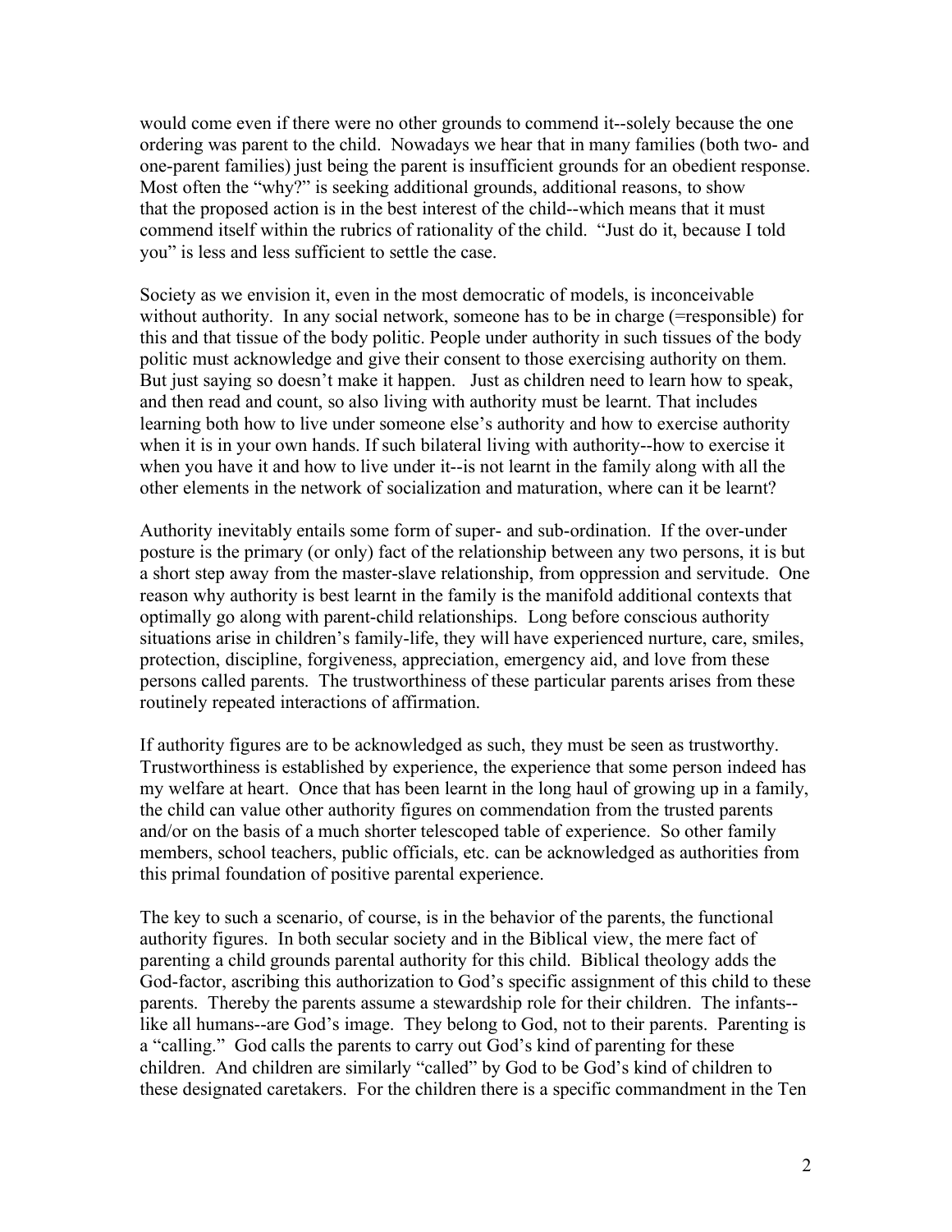would come even if there were no other grounds to commend it--solely because the one ordering was parent to the child. Nowadays we hear that in many families (both two- and one-parent families) just being the parent is insufficient grounds for an obedient response. Most often the "why?" is seeking additional grounds, additional reasons, to show that the proposed action is in the best interest of the child--which means that it must commend itself within the rubrics of rationality of the child. "Just do it, because I told you" is less and less sufficient to settle the case.

Society as we envision it, even in the most democratic of models, is inconceivable without authority. In any social network, someone has to be in charge (=responsible) for this and that tissue of the body politic. People under authority in such tissues of the body politic must acknowledge and give their consent to those exercising authority on them. But just saying so doesn't make it happen. Just as children need to learn how to speak, and then read and count, so also living with authority must be learnt. That includes learning both how to live under someone else's authority and how to exercise authority when it is in your own hands. If such bilateral living with authority--how to exercise it when you have it and how to live under it--is not learnt in the family along with all the other elements in the network of socialization and maturation, where can it be learnt?

Authority inevitably entails some form of super- and sub-ordination. If the over-under posture is the primary (or only) fact of the relationship between any two persons, it is but a short step away from the master-slave relationship, from oppression and servitude. One reason why authority is best learnt in the family is the manifold additional contexts that optimally go along with parent-child relationships. Long before conscious authority situations arise in children's family-life, they will have experienced nurture, care, smiles, protection, discipline, forgiveness, appreciation, emergency aid, and love from these persons called parents. The trustworthiness of these particular parents arises from these routinely repeated interactions of affirmation.

If authority figures are to be acknowledged as such, they must be seen as trustworthy. Trustworthiness is established by experience, the experience that some person indeed has my welfare at heart. Once that has been learnt in the long haul of growing up in a family, the child can value other authority figures on commendation from the trusted parents and/or on the basis of a much shorter telescoped table of experience. So other family members, school teachers, public officials, etc. can be acknowledged as authorities from this primal foundation of positive parental experience.

The key to such a scenario, of course, is in the behavior of the parents, the functional authority figures. In both secular society and in the Biblical view, the mere fact of parenting a child grounds parental authority for this child. Biblical theology adds the God-factor, ascribing this authorization to God's specific assignment of this child to these parents. Thereby the parents assume a stewardship role for their children. The infants--like all humans--are God's image. They belong to God, not to their parents. Parenting is a "calling." God calls the parents to carry out God's kind of parenting for these children. And children are similarly "called" by God to be God's kind of children to these designated caretakers. For the children there is a specific commandment in the Ten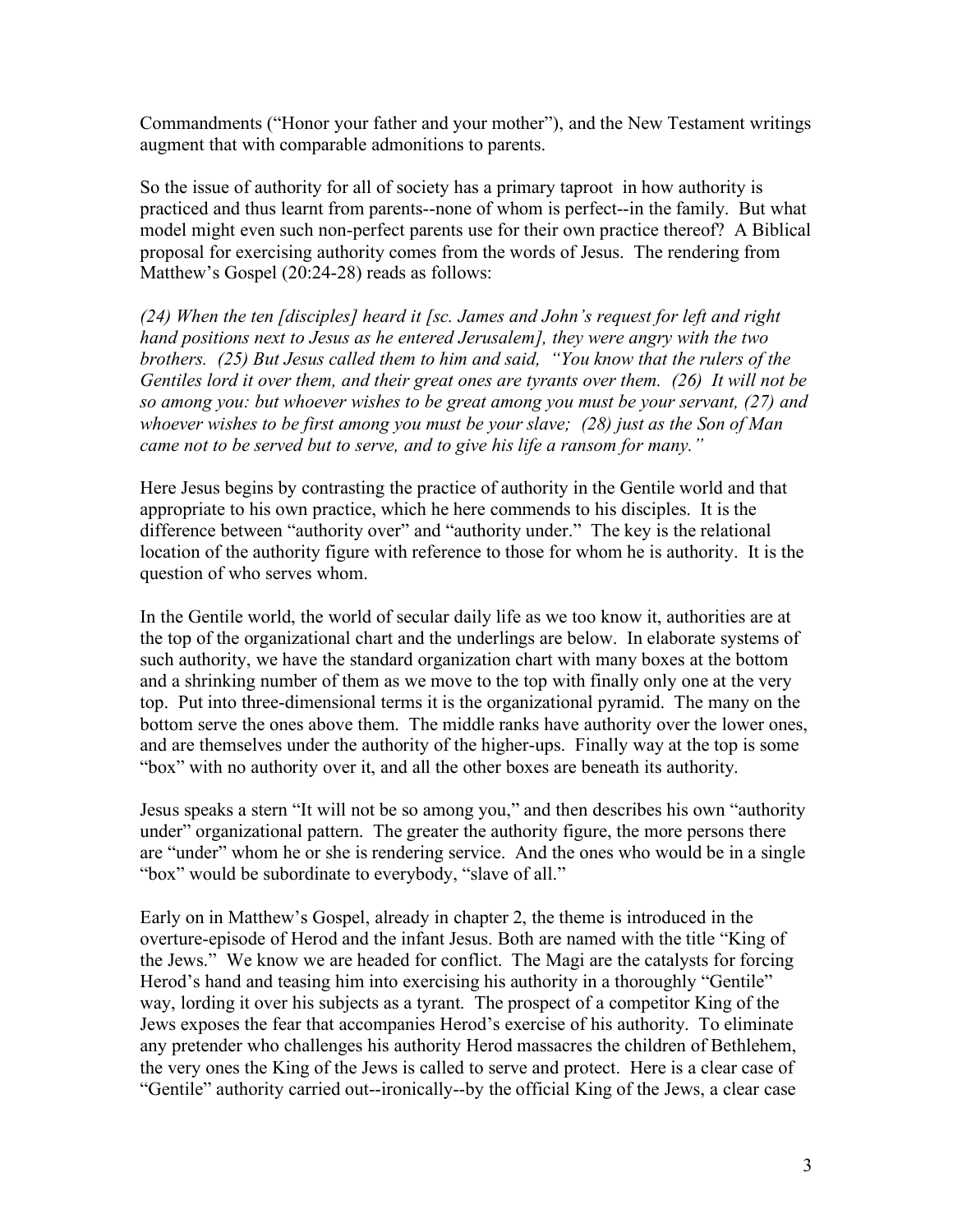Commandments ("Honor your father and your mother"), and the New Testament writings augment that with comparable admonitions to parents.

So the issue of authority for all of society has a primary taproot in how authority is practiced and thus learnt from parents--none of whom is perfect--in the family. But what model might even such non-perfect parents use for their own practice thereof? A Biblical proposal for exercising authority comes from the words of Jesus. The rendering from Matthew's Gospel (20:24-28) reads as follows:

*(24) When the ten [disciples] heard it [sc. James and John's request for left and right hand positions next to Jesus as he entered Jerusalem], they were angry with the two brothers. (25) But Jesus called them to him and said, "You know that the rulers of the Gentiles lord it over them, and their great ones are tyrants over them. (26) It will not be so among you: but whoever wishes to be great among you must be your servant, (27) and whoever wishes to be first among you must be your slave; (28) just as the Son of Man came not to be served but to serve, and to give his life a ransom for many."*

Here Jesus begins by contrasting the practice of authority in the Gentile world and that appropriate to his own practice, which he here commends to his disciples. It is the difference between "authority over" and "authority under." The key is the relational location of the authority figure with reference to those for whom he is authority. It is the question of who serves whom.

In the Gentile world, the world of secular daily life as we too know it, authorities are at the top of the organizational chart and the underlings are below. In elaborate systems of such authority, we have the standard organization chart with many boxes at the bottom and a shrinking number of them as we move to the top with finally only one at the very top. Put into three-dimensional terms it is the organizational pyramid. The many on the bottom serve the ones above them. The middle ranks have authority over the lower ones, and are themselves under the authority of the higher-ups. Finally way at the top is some "box" with no authority over it, and all the other boxes are beneath its authority.

Jesus speaks a stern "It will not be so among you," and then describes his own "authority under" organizational pattern. The greater the authority figure, the more persons there are "under" whom he or she is rendering service. And the ones who would be in a single "box" would be subordinate to everybody, "slave of all."

Early on in Matthew's Gospel, already in chapter 2, the theme is introduced in the overture-episode of Herod and the infant Jesus. Both are named with the title "King of the Jews." We know we are headed for conflict. The Magi are the catalysts for forcing Herod's hand and teasing him into exercising his authority in a thoroughly "Gentile" way, lording it over his subjects as a tyrant. The prospect of a competitor King of the Jews exposes the fear that accompanies Herod's exercise of his authority. To eliminate any pretender who challenges his authority Herod massacres the children of Bethlehem, the very ones the King of the Jews is called to serve and protect. Here is a clear case of "Gentile" authority carried out--ironically--by the official King of the Jews, a clear case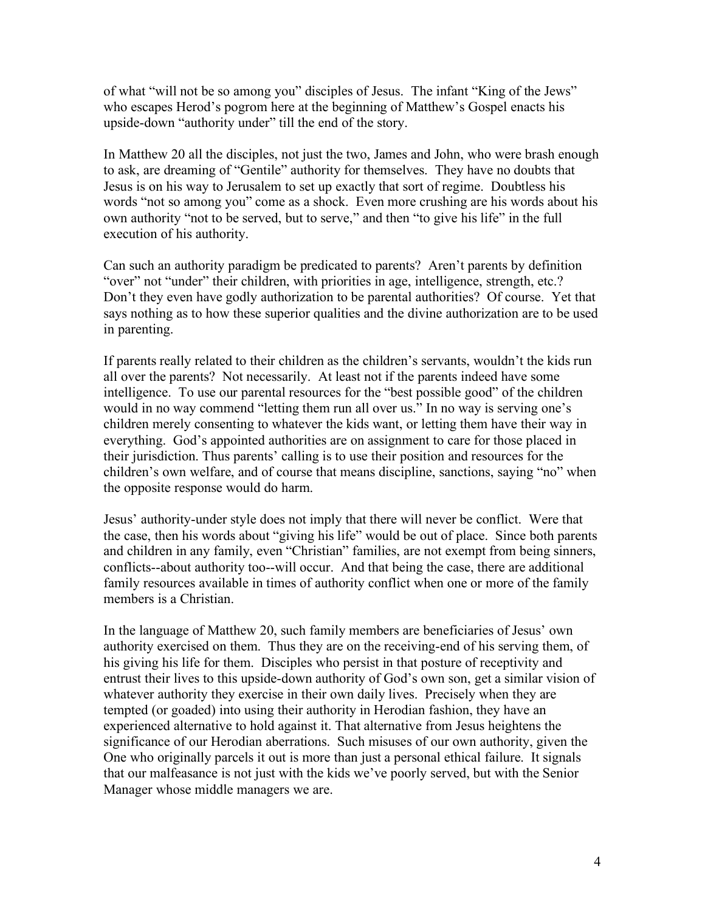of what "will not be so among you" disciples of Jesus. The infant "King of the Jews" who escapes Herod's pogrom here at the beginning of Matthew's Gospel enacts his upside-down "authority under" till the end of the story.

In Matthew 20 all the disciples, not just the two, James and John, who were brash enough to ask, are dreaming of "Gentile" authority for themselves. They have no doubts that Jesus is on his way to Jerusalem to set up exactly that sort of regime. Doubtless his words "not so among you" come as a shock. Even more crushing are his words about his own authority "not to be served, but to serve," and then "to give his life" in the full execution of his authority.

Can such an authority paradigm be predicated to parents? Aren't parents by definition "over" not "under" their children, with priorities in age, intelligence, strength, etc.? Don't they even have godly authorization to be parental authorities? Of course. Yet that says nothing as to how these superior qualities and the divine authorization are to be used in parenting.

If parents really related to their children as the children's servants, wouldn't the kids run all over the parents? Not necessarily. At least not if the parents indeed have some intelligence. To use our parental resources for the "best possible good" of the children would in no way commend "letting them run all over us." In no way is serving one's children merely consenting to whatever the kids want, or letting them have their way in everything. God's appointed authorities are on assignment to care for those placed in their jurisdiction. Thus parents' calling is to use their position and resources for the children's own welfare, and of course that means discipline, sanctions, saying "no" when the opposite response would do harm.

Jesus' authority-under style does not imply that there will never be conflict. Were that the case, then his words about "giving his life" would be out of place. Since both parents and children in any family, even "Christian" families, are not exempt from being sinners, conflicts--about authority too--will occur. And that being the case, there are additional family resources available in times of authority conflict when one or more of the family members is a Christian.

In the language of Matthew 20, such family members are beneficiaries of Jesus' own authority exercised on them. Thus they are on the receiving-end of his serving them, of his giving his life for them. Disciples who persist in that posture of receptivity and entrust their lives to this upside-down authority of God's own son, get a similar vision of whatever authority they exercise in their own daily lives. Precisely when they are tempted (or goaded) into using their authority in Herodian fashion, they have an experienced alternative to hold against it. That alternative from Jesus heightens the significance of our Herodian aberrations. Such misuses of our own authority, given the One who originally parcels it out is more than just a personal ethical failure. It signals that our malfeasance is not just with the kids we've poorly served, but with the Senior Manager whose middle managers we are.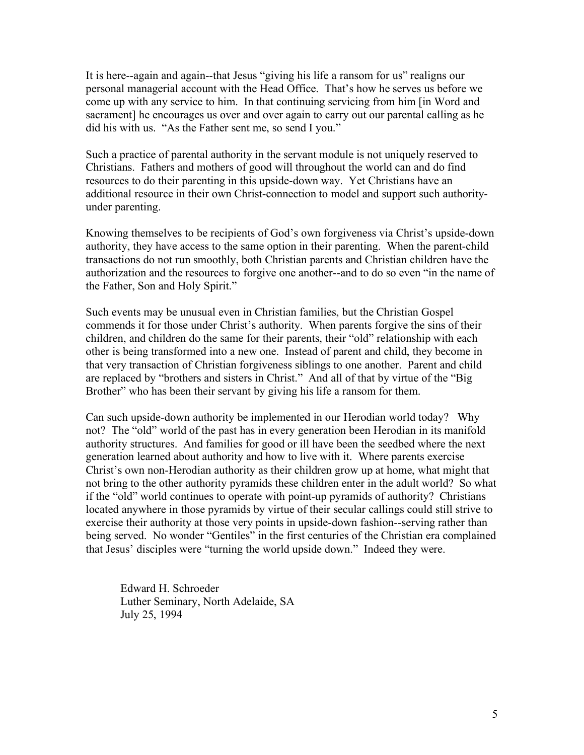It is here--again and again--that Jesus "giving his life a ransom for us" realigns our personal managerial account with the Head Office. That's how he serves us before we come up with any service to him. In that continuing servicing from him [in Word and sacrament] he encourages us over and over again to carry out our parental calling as he did his with us. "As the Father sent me, so send I you."

Such a practice of parental authority in the servant module is not uniquely reserved to Christians. Fathers and mothers of good will throughout the world can and do find resources to do their parenting in this upside-down way. Yet Christians have an additional resource in their own Christ-connection to model and support such authority-under parenting.

Knowing themselves to be recipients of God's own forgiveness via Christ's upside-down authority, they have access to the same option in their parenting. When the parent-child transactions do not run smoothly, both Christian parents and Christian children have the authorization and the resources to forgive one another--and to do so even "in the name of the Father, Son and Holy Spirit."

Such events may be unusual even in Christian families, but the Christian Gospel commends it for those under Christ's authority. When parents forgive the sins of their children, and children do the same for their parents, their "old" relationship with each other is being transformed into a new one. Instead of parent and child, they become in that very transaction of Christian forgiveness siblings to one another. Parent and child are replaced by "brothers and sisters in Christ." And all of that by virtue of the "Big Brother" who has been their servant by giving his life a ransom for them.

Can such upside-down authority be implemented in our Herodian world today? Why not? The "old" world of the past has in every generation been Herodian in its manifold authority structures. And families for good or ill have been the seedbed where the next generation learned about authority and how to live with it. Where parents exercise Christ's own non-Herodian authority as their children grow up at home, what might that not bring to the other authority pyramids these children enter in the adult world? So what if the "old" world continues to operate with point-up pyramids of authority? Christians located anywhere in those pyramids by virtue of their secular callings could still strive to exercise their authority at those very points in upside-down fashion--serving rather than being served. No wonder "Gentiles" in the first centuries of the Christian era complained that Jesus' disciples were "turning the world upside down." Indeed they were.

Edward H. Schroeder
Luther Seminary, North Adelaide, SA
July 25, 1994